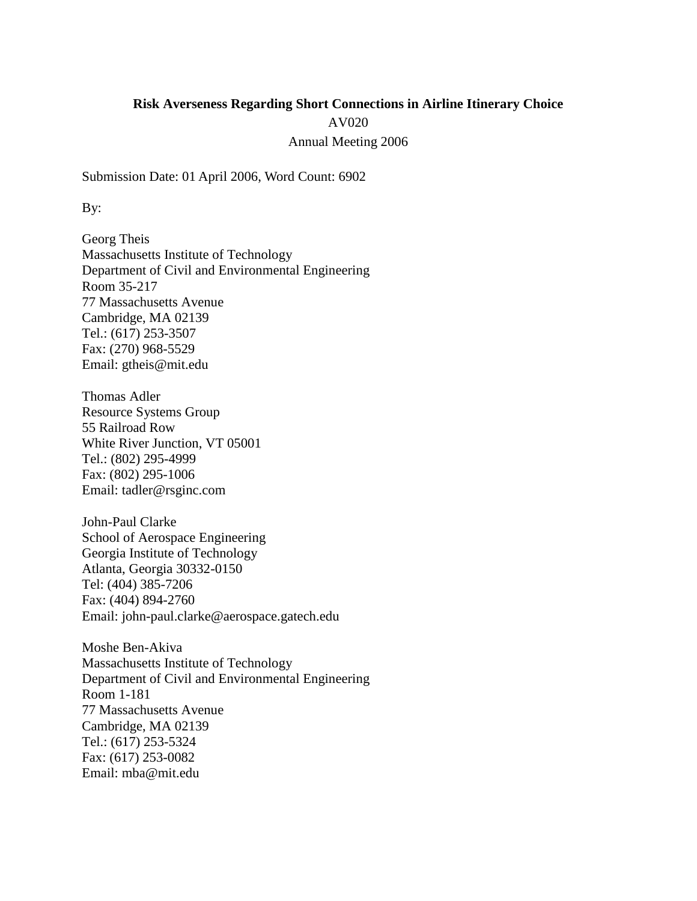# Risk Averseness Regarding Short Connections in Airline Itinerary Choice

AV020

Annual Meeting 2006

Submission Date: 01 April 2006, Word Count: 6902

By:

Georg Theis
Massachusetts Institute of Technology
Department of Civil and Environmental Engineering
Room 35-217
77 Massachusetts Avenue
Cambridge, MA 02139
Tel.: (617) 253-3507
Fax: (270) 968-5529
Email: gtheis@mit.edu

Thomas Adler
Resource Systems Group
55 Railroad Row
White River Junction, VT 05001
Tel.: (802) 295-4999
Fax: (802) 295-1006
Email: tadler@rsginc.com

John-Paul Clarke
School of Aerospace Engineering
Georgia Institute of Technology
Atlanta, Georgia 30332-0150
Tel: (404) 385-7206
Fax: (404) 894-2760
Email: john-paul.clarke@aerospace.gatech.edu

Moshe Ben-Akiva
Massachusetts Institute of Technology
Department of Civil and Environmental Engineering
Room 1-181
77 Massachusetts Avenue
Cambridge, MA 02139
Tel.: (617) 253-5324
Fax: (617) 253-0082
Email: mba@mit.edu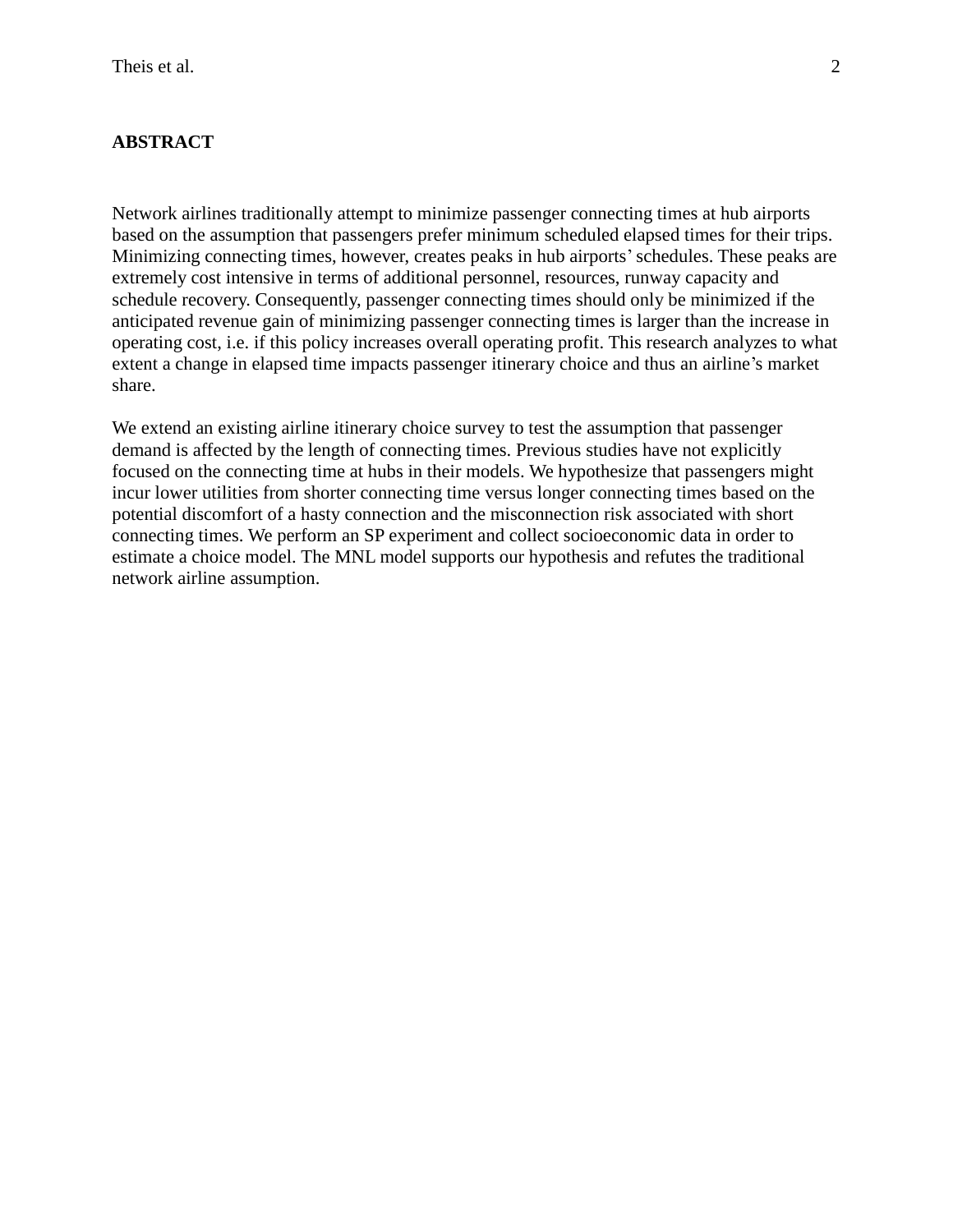## ABSTRACT

Network airlines traditionally attempt to minimize passenger connecting times at hub airports based on the assumption that passengers prefer minimum scheduled elapsed times for their trips. Minimizing connecting times, however, creates peaks in hub airports' schedules. These peaks are extremely cost intensive in terms of additional personnel, resources, runway capacity and schedule recovery. Consequently, passenger connecting times should only be minimized if the anticipated revenue gain of minimizing passenger connecting times is larger than the increase in operating cost, i.e. if this policy increases overall operating profit. This research analyzes to what extent a change in elapsed time impacts passenger itinerary choice and thus an airline's market share.

We extend an existing airline itinerary choice survey to test the assumption that passenger demand is affected by the length of connecting times. Previous studies have not explicitly focused on the connecting time at hubs in their models. We hypothesize that passengers might incur lower utilities from shorter connecting time versus longer connecting times based on the potential discomfort of a hasty connection and the misconnection risk associated with short connecting times. We perform an SP experiment and collect socioeconomic data in order to estimate a choice model. The MNL model supports our hypothesis and refutes the traditional network airline assumption.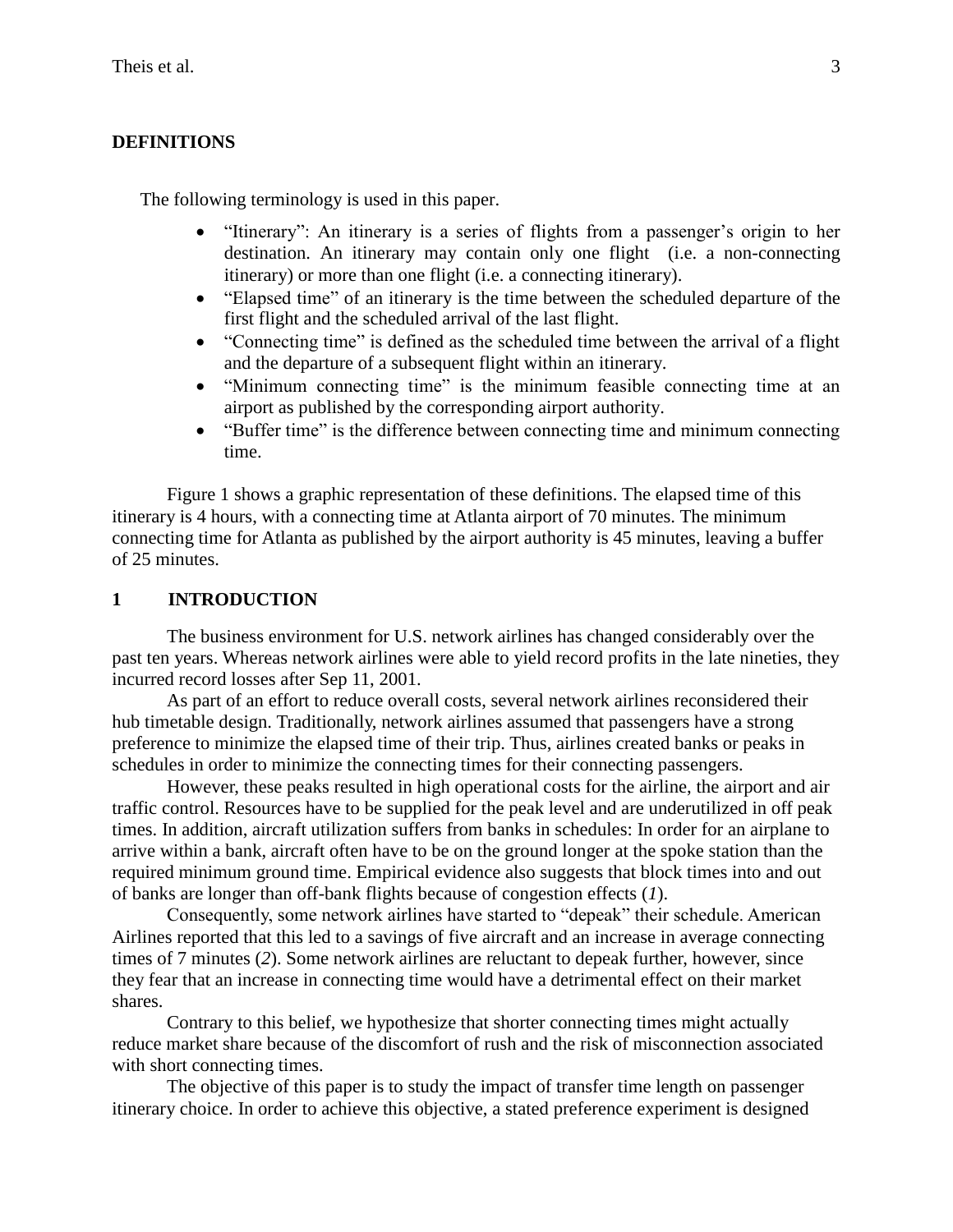## DEFINITIONS

The following terminology is used in this paper.

- "Itinerary": An itinerary is a series of flights from a passenger's origin to her destination. An itinerary may contain only one flight (i.e. a non-connecting itinerary) or more than one flight (i.e. a connecting itinerary).
- "Elapsed time" of an itinerary is the time between the scheduled departure of the first flight and the scheduled arrival of the last flight.
- "Connecting time" is defined as the scheduled time between the arrival of a flight and the departure of a subsequent flight within an itinerary.
- "Minimum connecting time" is the minimum feasible connecting time at an airport as published by the corresponding airport authority.
- "Buffer time" is the difference between connecting time and minimum connecting time.

Figure 1 shows a graphic representation of these definitions. The elapsed time of this itinerary is 4 hours, with a connecting time at Atlanta airport of 70 minutes. The minimum connecting time for Atlanta as published by the airport authority is 45 minutes, leaving a buffer of 25 minutes.

## 1 INTRODUCTION

The business environment for U.S. network airlines has changed considerably over the past ten years. Whereas network airlines were able to yield record profits in the late nineties, they incurred record losses after Sep 11, 2001.

As part of an effort to reduce overall costs, several network airlines reconsidered their hub timetable design. Traditionally, network airlines assumed that passengers have a strong preference to minimize the elapsed time of their trip. Thus, airlines created banks or peaks in schedules in order to minimize the connecting times for their connecting passengers.

However, these peaks resulted in high operational costs for the airline, the airport and air traffic control. Resources have to be supplied for the peak level and are underutilized in off peak times. In addition, aircraft utilization suffers from banks in schedules: In order for an airplane to arrive within a bank, aircraft often have to be on the ground longer at the spoke station than the required minimum ground time. Empirical evidence also suggests that block times into and out of banks are longer than off-bank flights because of congestion effects (*1*).

Consequently, some network airlines have started to "depeak" their schedule. American Airlines reported that this led to a savings of five aircraft and an increase in average connecting times of 7 minutes (*2*). Some network airlines are reluctant to depeak further, however, since they fear that an increase in connecting time would have a detrimental effect on their market shares.

Contrary to this belief, we hypothesize that shorter connecting times might actually reduce market share because of the discomfort of rush and the risk of misconnection associated with short connecting times.

The objective of this paper is to study the impact of transfer time length on passenger itinerary choice. In order to achieve this objective, a stated preference experiment is designed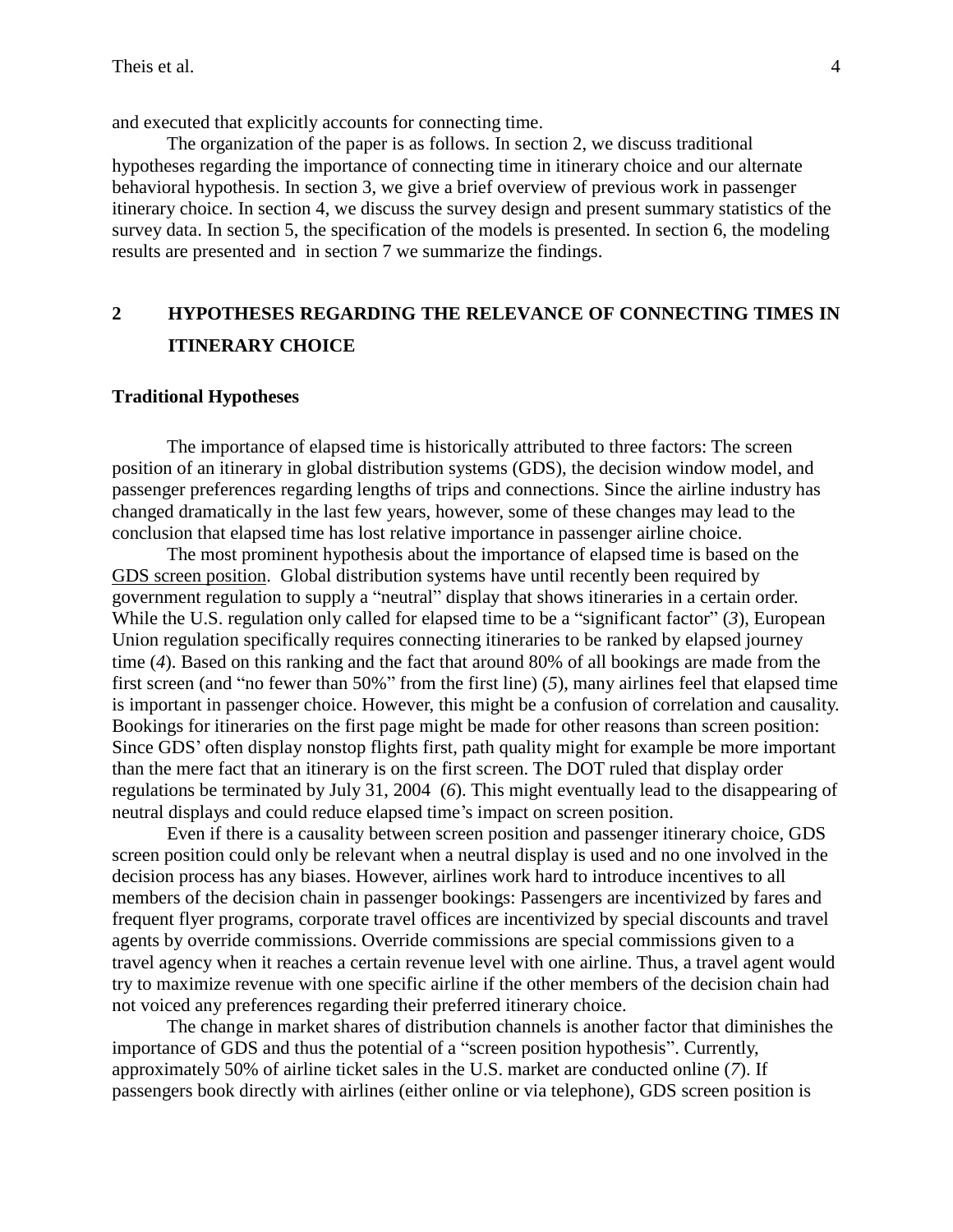and executed that explicitly accounts for connecting time.

The organization of the paper is as follows. In section 2, we discuss traditional hypotheses regarding the importance of connecting time in itinerary choice and our alternate behavioral hypothesis. In section 3, we give a brief overview of previous work in passenger itinerary choice. In section 4, we discuss the survey design and present summary statistics of the survey data. In section 5, the specification of the models is presented. In section 6, the modeling results are presented and in section 7 we summarize the findings.

# 2 HYPOTHESES REGARDING THE RELEVANCE OF CONNECTING TIMES IN ITINERARY CHOICE

## Traditional Hypotheses

The importance of elapsed time is historically attributed to three factors: The screen position of an itinerary in global distribution systems (GDS), the decision window model, and passenger preferences regarding lengths of trips and connections. Since the airline industry has changed dramatically in the last few years, however, some of these changes may lead to the conclusion that elapsed time has lost relative importance in passenger airline choice.

The most prominent hypothesis about the importance of elapsed time is based on the GDS screen position. Global distribution systems have until recently been required by government regulation to supply a "neutral" display that shows itineraries in a certain order. While the U.S. regulation only called for elapsed time to be a "significant factor" (*3*), European Union regulation specifically requires connecting itineraries to be ranked by elapsed journey time (*4*). Based on this ranking and the fact that around 80% of all bookings are made from the first screen (and "no fewer than 50%" from the first line) (*5*), many airlines feel that elapsed time is important in passenger choice. However, this might be a confusion of correlation and causality. Bookings for itineraries on the first page might be made for other reasons than screen position: Since GDS' often display nonstop flights first, path quality might for example be more important than the mere fact that an itinerary is on the first screen. The DOT ruled that display order regulations be terminated by July 31, 2004 (*6*). This might eventually lead to the disappearing of neutral displays and could reduce elapsed time's impact on screen position.

Even if there is a causality between screen position and passenger itinerary choice, GDS screen position could only be relevant when a neutral display is used and no one involved in the decision process has any biases. However, airlines work hard to introduce incentives to all members of the decision chain in passenger bookings: Passengers are incentivized by fares and frequent flyer programs, corporate travel offices are incentivized by special discounts and travel agents by override commissions. Override commissions are special commissions given to a travel agency when it reaches a certain revenue level with one airline. Thus, a travel agent would try to maximize revenue with one specific airline if the other members of the decision chain had not voiced any preferences regarding their preferred itinerary choice.

The change in market shares of distribution channels is another factor that diminishes the importance of GDS and thus the potential of a "screen position hypothesis". Currently, approximately 50% of airline ticket sales in the U.S. market are conducted online (*7*). If passengers book directly with airlines (either online or via telephone), GDS screen position is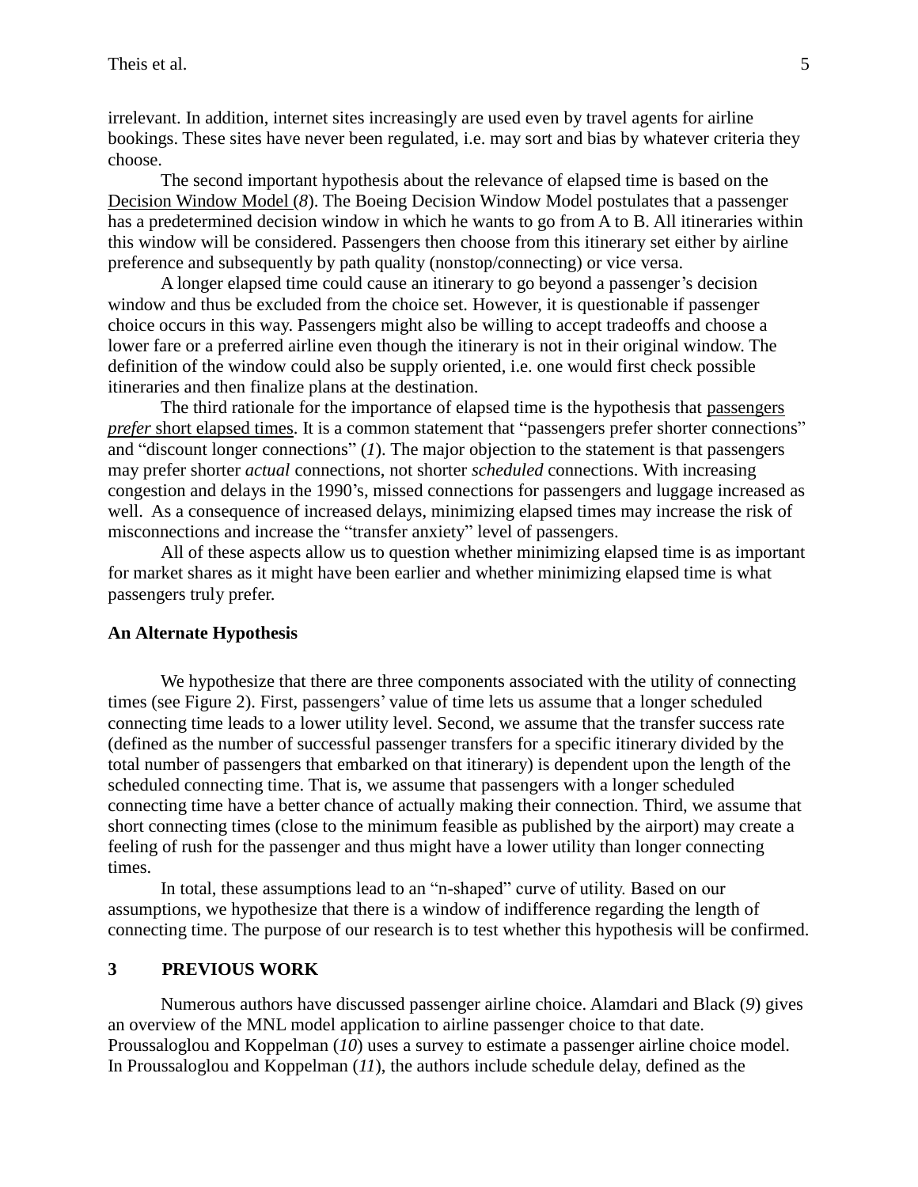irrelevant. In addition, internet sites increasingly are used even by travel agents for airline bookings. These sites have never been regulated, i.e. may sort and bias by whatever criteria they choose.

The second important hypothesis about the relevance of elapsed time is based on the Decision Window Model (*8*). The Boeing Decision Window Model postulates that a passenger has a predetermined decision window in which he wants to go from A to B. All itineraries within this window will be considered. Passengers then choose from this itinerary set either by airline preference and subsequently by path quality (nonstop/connecting) or vice versa.

A longer elapsed time could cause an itinerary to go beyond a passenger's decision window and thus be excluded from the choice set. However, it is questionable if passenger choice occurs in this way. Passengers might also be willing to accept tradeoffs and choose a lower fare or a preferred airline even though the itinerary is not in their original window. The definition of the window could also be supply oriented, i.e. one would first check possible itineraries and then finalize plans at the destination.

The third rationale for the importance of elapsed time is the hypothesis that passengers *prefer* short elapsed times. It is a common statement that "passengers prefer shorter connections" and "discount longer connections" (*1*). The major objection to the statement is that passengers may prefer shorter *actual* connections, not shorter *scheduled* connections. With increasing congestion and delays in the 1990's, missed connections for passengers and luggage increased as well. As a consequence of increased delays, minimizing elapsed times may increase the risk of misconnections and increase the "transfer anxiety" level of passengers.

All of these aspects allow us to question whether minimizing elapsed time is as important for market shares as it might have been earlier and whether minimizing elapsed time is what passengers truly prefer.

### An Alternate Hypothesis

We hypothesize that there are three components associated with the utility of connecting times (see Figure 2). First, passengers' value of time lets us assume that a longer scheduled connecting time leads to a lower utility level. Second, we assume that the transfer success rate (defined as the number of successful passenger transfers for a specific itinerary divided by the total number of passengers that embarked on that itinerary) is dependent upon the length of the scheduled connecting time. That is, we assume that passengers with a longer scheduled connecting time have a better chance of actually making their connection. Third, we assume that short connecting times (close to the minimum feasible as published by the airport) may create a feeling of rush for the passenger and thus might have a lower utility than longer connecting times.

In total, these assumptions lead to an "n-shaped" curve of utility. Based on our assumptions, we hypothesize that there is a window of indifference regarding the length of connecting time. The purpose of our research is to test whether this hypothesis will be confirmed.

## 3 PREVIOUS WORK

Numerous authors have discussed passenger airline choice. Alamdari and Black (*9*) gives an overview of the MNL model application to airline passenger choice to that date. Proussaloglou and Koppelman (*10*) uses a survey to estimate a passenger airline choice model. In Proussaloglou and Koppelman (*11*), the authors include schedule delay, defined as the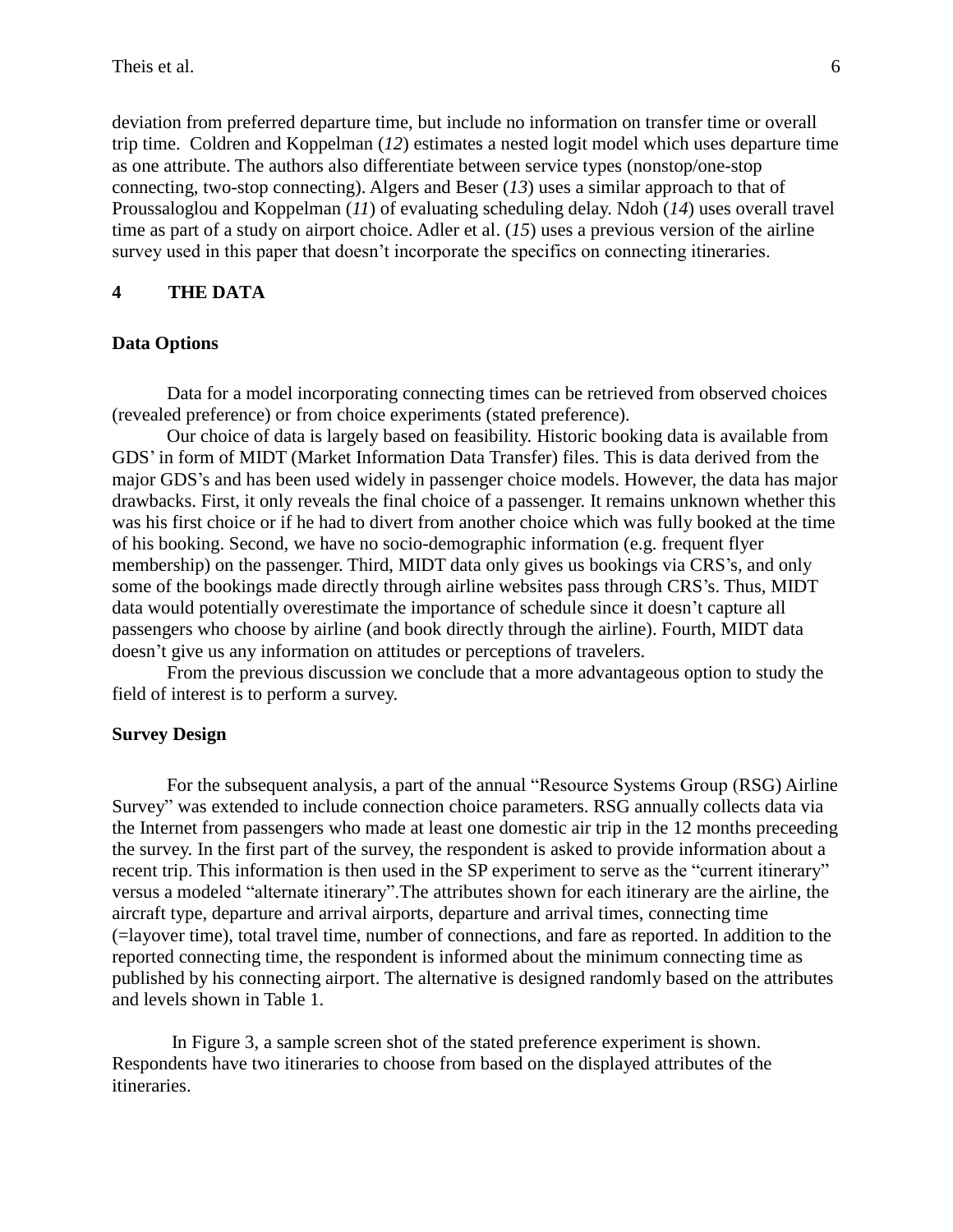deviation from preferred departure time, but include no information on transfer time or overall trip time. Coldren and Koppelman (*12*) estimates a nested logit model which uses departure time as one attribute. The authors also differentiate between service types (nonstop/one-stop connecting, two-stop connecting). Algers and Beser (*13*) uses a similar approach to that of Proussaloglou and Koppelman (*11*) of evaluating scheduling delay. Ndoh (*14*) uses overall travel time as part of a study on airport choice. Adler et al. (*15*) uses a previous version of the airline survey used in this paper that doesn't incorporate the specifics on connecting itineraries.

# 4 THE DATA

## Data Options

Data for a model incorporating connecting times can be retrieved from observed choices (revealed preference) or from choice experiments (stated preference).

Our choice of data is largely based on feasibility. Historic booking data is available from GDS' in form of MIDT (Market Information Data Transfer) files. This is data derived from the major GDS's and has been used widely in passenger choice models. However, the data has major drawbacks. First, it only reveals the final choice of a passenger. It remains unknown whether this was his first choice or if he had to divert from another choice which was fully booked at the time of his booking. Second, we have no socio-demographic information (e.g. frequent flyer membership) on the passenger. Third, MIDT data only gives us bookings via CRS's, and only some of the bookings made directly through airline websites pass through CRS's. Thus, MIDT data would potentially overestimate the importance of schedule since it doesn't capture all passengers who choose by airline (and book directly through the airline). Fourth, MIDT data doesn't give us any information on attitudes or perceptions of travelers.

From the previous discussion we conclude that a more advantageous option to study the field of interest is to perform a survey.

## Survey Design

For the subsequent analysis, a part of the annual "Resource Systems Group (RSG) Airline Survey" was extended to include connection choice parameters. RSG annually collects data via the Internet from passengers who made at least one domestic air trip in the 12 months preceeding the survey. In the first part of the survey, the respondent is asked to provide information about a recent trip. This information is then used in the SP experiment to serve as the "current itinerary" versus a modeled "alternate itinerary".The attributes shown for each itinerary are the airline, the aircraft type, departure and arrival airports, departure and arrival times, connecting time (=layover time), total travel time, number of connections, and fare as reported. In addition to the reported connecting time, the respondent is informed about the minimum connecting time as published by his connecting airport. The alternative is designed randomly based on the attributes and levels shown in Table 1.

In Figure 3, a sample screen shot of the stated preference experiment is shown. Respondents have two itineraries to choose from based on the displayed attributes of the itineraries.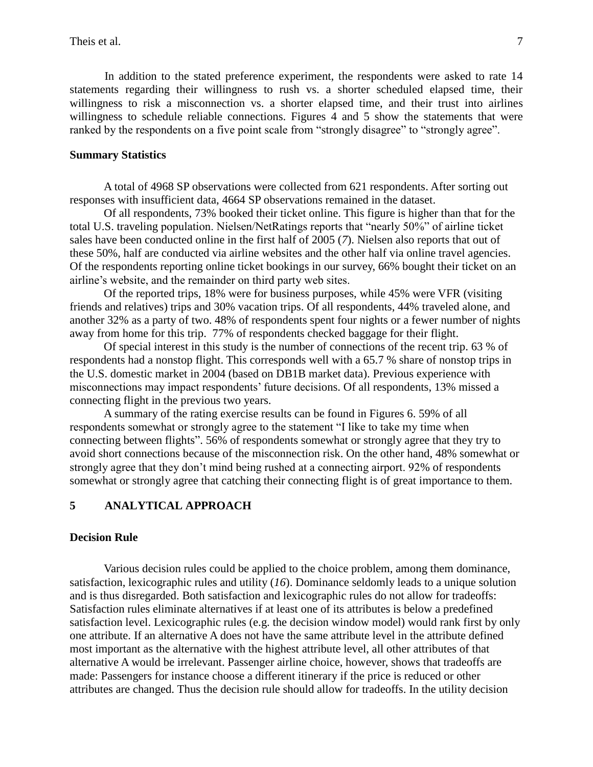In addition to the stated preference experiment, the respondents were asked to rate 14 statements regarding their willingness to rush vs. a shorter scheduled elapsed time, their willingness to risk a misconnection vs. a shorter elapsed time, and their trust into airlines willingness to schedule reliable connections. Figures 4 and 5 show the statements that were ranked by the respondents on a five point scale from "strongly disagree" to "strongly agree".

### Summary Statistics

A total of 4968 SP observations were collected from 621 respondents. After sorting out responses with insufficient data, 4664 SP observations remained in the dataset.

Of all respondents, 73% booked their ticket online. This figure is higher than that for the total U.S. traveling population. Nielsen/NetRatings reports that "nearly 50%" of airline ticket sales have been conducted online in the first half of 2005 (*7*). Nielsen also reports that out of these 50%, half are conducted via airline websites and the other half via online travel agencies. Of the respondents reporting online ticket bookings in our survey, 66% bought their ticket on an airline's website, and the remainder on third party web sites.

Of the reported trips, 18% were for business purposes, while 45% were VFR (visiting friends and relatives) trips and 30% vacation trips. Of all respondents, 44% traveled alone, and another 32% as a party of two. 48% of respondents spent four nights or a fewer number of nights away from home for this trip. 77% of respondents checked baggage for their flight.

Of special interest in this study is the number of connections of the recent trip. 63 % of respondents had a nonstop flight. This corresponds well with a 65.7 % share of nonstop trips in the U.S. domestic market in 2004 (based on DB1B market data). Previous experience with misconnections may impact respondents' future decisions. Of all respondents, 13% missed a connecting flight in the previous two years.

A summary of the rating exercise results can be found in Figures 6. 59% of all respondents somewhat or strongly agree to the statement "I like to take my time when connecting between flights". 56% of respondents somewhat or strongly agree that they try to avoid short connections because of the misconnection risk. On the other hand, 48% somewhat or strongly agree that they don't mind being rushed at a connecting airport. 92% of respondents somewhat or strongly agree that catching their connecting flight is of great importance to them.

## 5 ANALYTICAL APPROACH

### Decision Rule

Various decision rules could be applied to the choice problem, among them dominance, satisfaction, lexicographic rules and utility (*16*). Dominance seldomly leads to a unique solution and is thus disregarded. Both satisfaction and lexicographic rules do not allow for tradeoffs: Satisfaction rules eliminate alternatives if at least one of its attributes is below a predefined satisfaction level. Lexicographic rules (e.g. the decision window model) would rank first by only one attribute. If an alternative A does not have the same attribute level in the attribute defined most important as the alternative with the highest attribute level, all other attributes of that alternative A would be irrelevant. Passenger airline choice, however, shows that tradeoffs are made: Passengers for instance choose a different itinerary if the price is reduced or other attributes are changed. Thus the decision rule should allow for tradeoffs. In the utility decision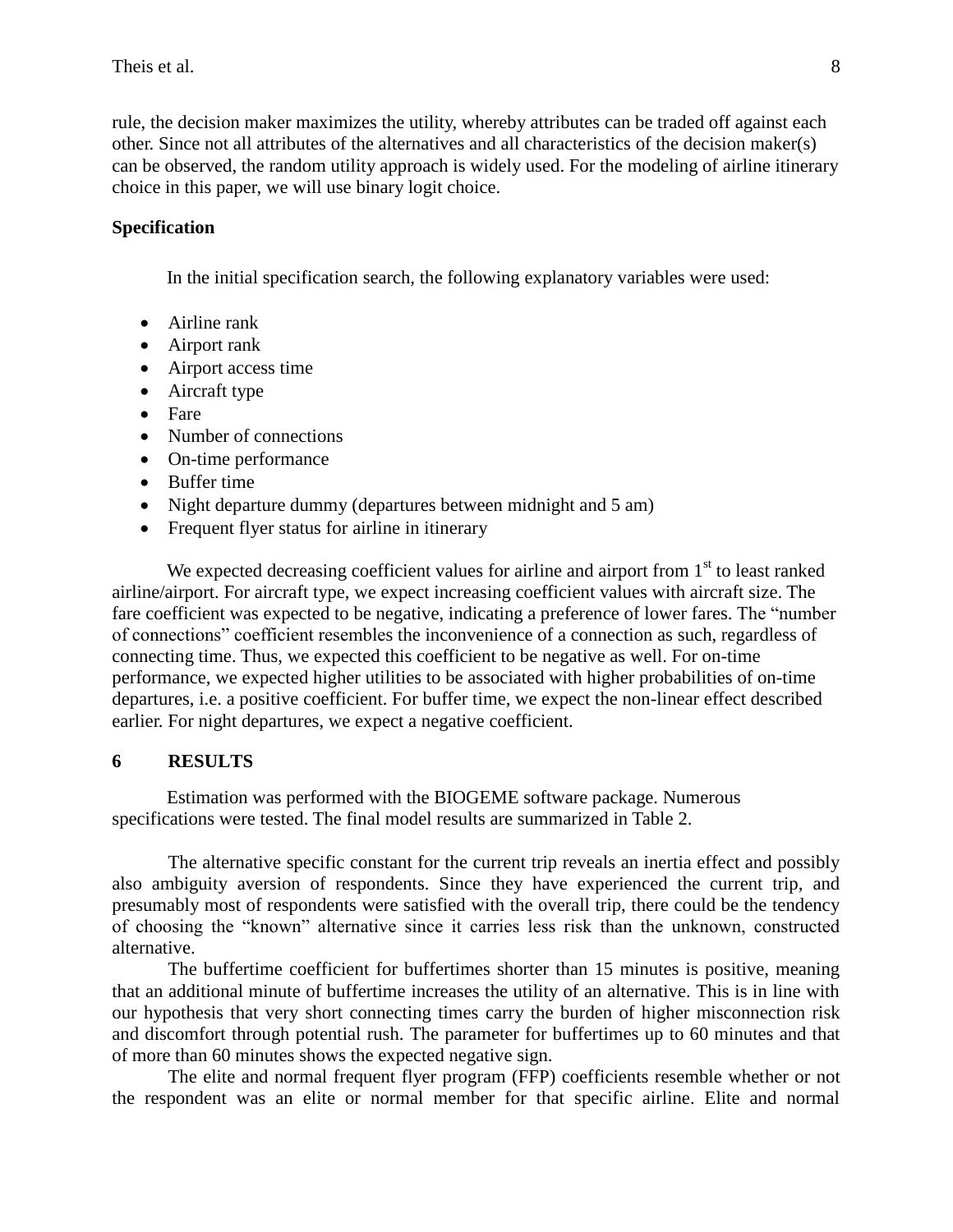rule, the decision maker maximizes the utility, whereby attributes can be traded off against each other. Since not all attributes of the alternatives and all characteristics of the decision maker(s) can be observed, the random utility approach is widely used. For the modeling of airline itinerary choice in this paper, we will use binary logit choice.

### Specification

In the initial specification search, the following explanatory variables were used:

- Airline rank
- Airport rank
- Airport access time
- Aircraft type
- Fare
- Number of connections
- On-time performance
- Buffer time
- Night departure dummy (departures between midnight and 5 am)
- Frequent flyer status for airline in itinerary

We expected decreasing coefficient values for airline and airport from 1st to least ranked airline/airport. For aircraft type, we expect increasing coefficient values with aircraft size. The fare coefficient was expected to be negative, indicating a preference of lower fares. The "number of connections" coefficient resembles the inconvenience of a connection as such, regardless of connecting time. Thus, we expected this coefficient to be negative as well. For on-time performance, we expected higher utilities to be associated with higher probabilities of on-time departures, i.e. a positive coefficient. For buffer time, we expect the non-linear effect described earlier. For night departures, we expect a negative coefficient.

## 6 RESULTS

Estimation was performed with the BIOGEME software package. Numerous specifications were tested. The final model results are summarized in Table 2.

The alternative specific constant for the current trip reveals an inertia effect and possibly also ambiguity aversion of respondents. Since they have experienced the current trip, and presumably most of respondents were satisfied with the overall trip, there could be the tendency of choosing the "known" alternative since it carries less risk than the unknown, constructed alternative.

The buffertime coefficient for buffertimes shorter than 15 minutes is positive, meaning that an additional minute of buffertime increases the utility of an alternative. This is in line with our hypothesis that very short connecting times carry the burden of higher misconnection risk and discomfort through potential rush. The parameter for buffertimes up to 60 minutes and that of more than 60 minutes shows the expected negative sign.

The elite and normal frequent flyer program (FFP) coefficients resemble whether or not the respondent was an elite or normal member for that specific airline. Elite and normal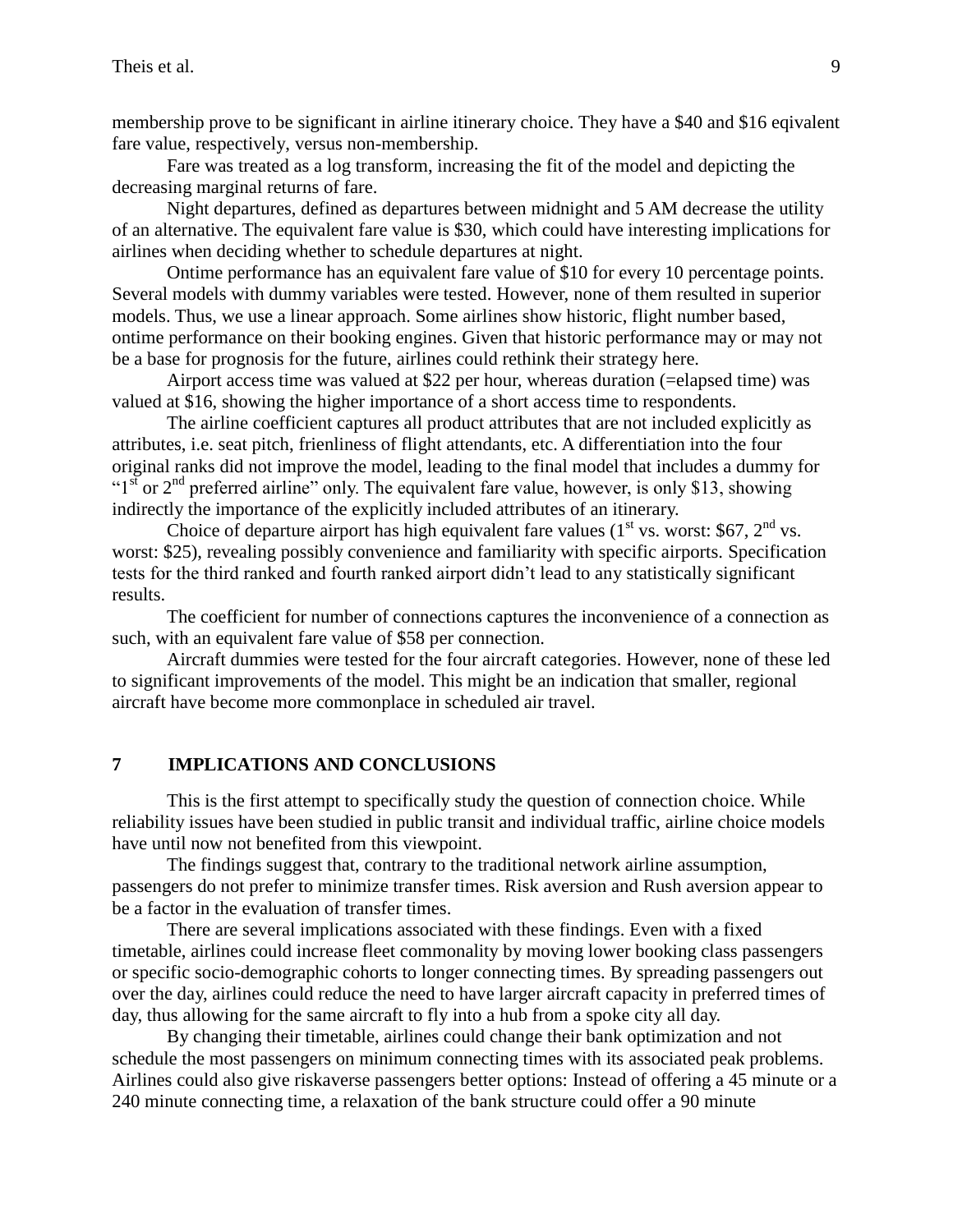membership prove to be significant in airline itinerary choice. They have a \$40 and \$16 eqivalent fare value, respectively, versus non-membership.

Fare was treated as a log transform, increasing the fit of the model and depicting the decreasing marginal returns of fare.

Night departures, defined as departures between midnight and 5 AM decrease the utility of an alternative. The equivalent fare value is \$30, which could have interesting implications for airlines when deciding whether to schedule departures at night.

Ontime performance has an equivalent fare value of \$10 for every 10 percentage points. Several models with dummy variables were tested. However, none of them resulted in superior models. Thus, we use a linear approach. Some airlines show historic, flight number based, ontime performance on their booking engines. Given that historic performance may or may not be a base for prognosis for the future, airlines could rethink their strategy here.

Airport access time was valued at \$22 per hour, whereas duration (=elapsed time) was valued at \$16, showing the higher importance of a short access time to respondents.

The airline coefficient captures all product attributes that are not included explicitly as attributes, i.e. seat pitch, frienliness of flight attendants, etc. A differentiation into the four original ranks did not improve the model, leading to the final model that includes a dummy for "1st or 2nd preferred airline" only. The equivalent fare value, however, is only \$13, showing indirectly the importance of the explicitly included attributes of an itinerary.

Choice of departure airport has high equivalent fare values (1st vs. worst: \$67, 2nd vs. worst: \$25), revealing possibly convenience and familiarity with specific airports. Specification tests for the third ranked and fourth ranked airport didn't lead to any statistically significant results.

The coefficient for number of connections captures the inconvenience of a connection as such, with an equivalent fare value of \$58 per connection.

Aircraft dummies were tested for the four aircraft categories. However, none of these led to significant improvements of the model. This might be an indication that smaller, regional aircraft have become more commonplace in scheduled air travel.

## 7 IMPLICATIONS AND CONCLUSIONS

This is the first attempt to specifically study the question of connection choice. While reliability issues have been studied in public transit and individual traffic, airline choice models have until now not benefited from this viewpoint.

The findings suggest that, contrary to the traditional network airline assumption, passengers do not prefer to minimize transfer times. Risk aversion and Rush aversion appear to be a factor in the evaluation of transfer times.

There are several implications associated with these findings. Even with a fixed timetable, airlines could increase fleet commonality by moving lower booking class passengers or specific socio-demographic cohorts to longer connecting times. By spreading passengers out over the day, airlines could reduce the need to have larger aircraft capacity in preferred times of day, thus allowing for the same aircraft to fly into a hub from a spoke city all day.

By changing their timetable, airlines could change their bank optimization and not schedule the most passengers on minimum connecting times with its associated peak problems. Airlines could also give riskaverse passengers better options: Instead of offering a 45 minute or a 240 minute connecting time, a relaxation of the bank structure could offer a 90 minute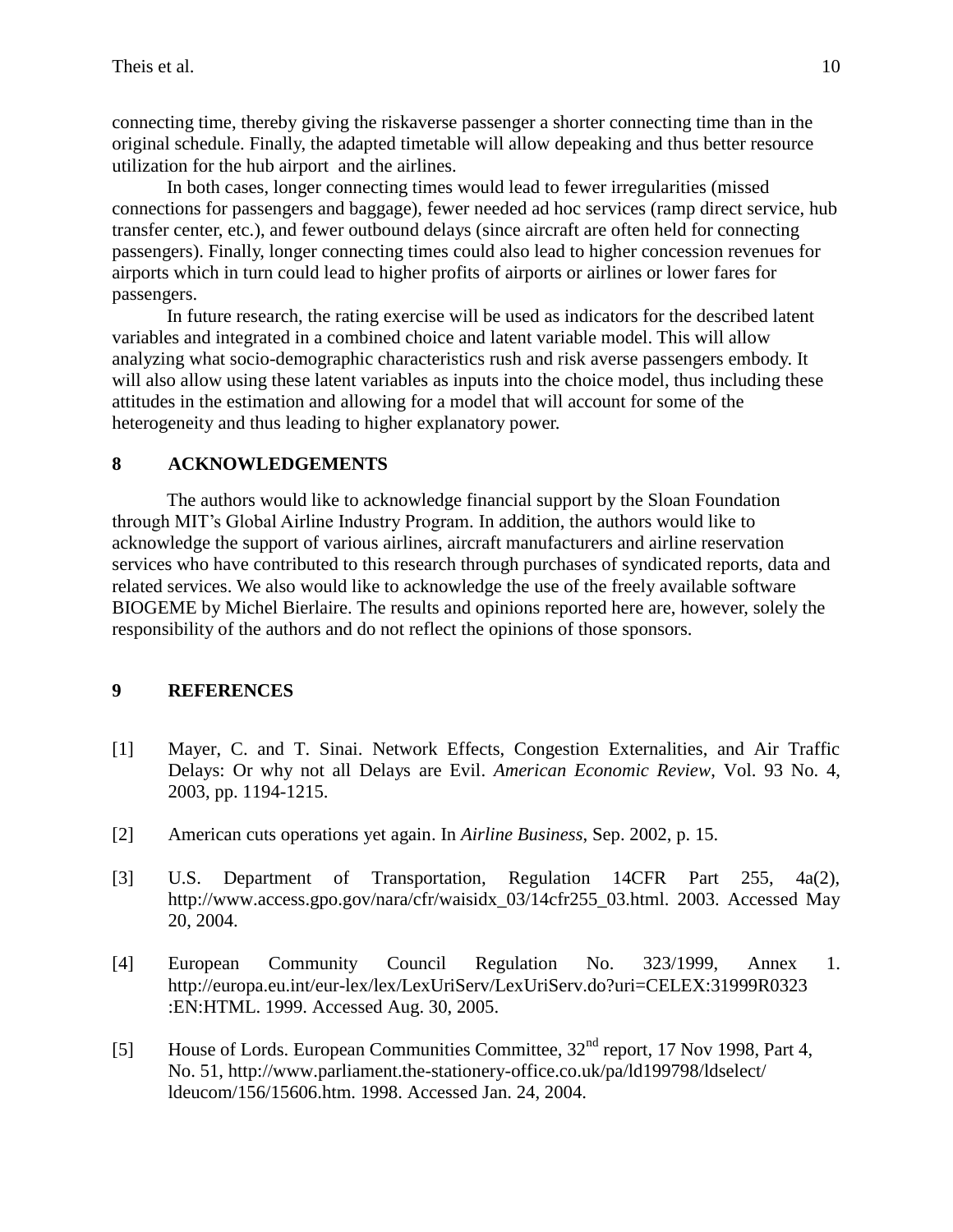connecting time, thereby giving the riskaverse passenger a shorter connecting time than in the original schedule. Finally, the adapted timetable will allow depeaking and thus better resource utilization for the hub airport and the airlines.

In both cases, longer connecting times would lead to fewer irregularities (missed connections for passengers and baggage), fewer needed ad hoc services (ramp direct service, hub transfer center, etc.), and fewer outbound delays (since aircraft are often held for connecting passengers). Finally, longer connecting times could also lead to higher concession revenues for airports which in turn could lead to higher profits of airports or airlines or lower fares for passengers.

In future research, the rating exercise will be used as indicators for the described latent variables and integrated in a combined choice and latent variable model. This will allow analyzing what socio-demographic characteristics rush and risk averse passengers embody. It will also allow using these latent variables as inputs into the choice model, thus including these attitudes in the estimation and allowing for a model that will account for some of the heterogeneity and thus leading to higher explanatory power.

## 8 ACKNOWLEDGEMENTS

The authors would like to acknowledge financial support by the Sloan Foundation through MIT's Global Airline Industry Program. In addition, the authors would like to acknowledge the support of various airlines, aircraft manufacturers and airline reservation services who have contributed to this research through purchases of syndicated reports, data and related services. We also would like to acknowledge the use of the freely available software BIOGEME by Michel Bierlaire. The results and opinions reported here are, however, solely the responsibility of the authors and do not reflect the opinions of those sponsors.

## 9 REFERENCES

[1] Mayer, C. and T. Sinai. Network Effects, Congestion Externalities, and Air Traffic Delays: Or why not all Delays are Evil. *American Economic Review*, Vol. 93 No. 4, 2003, pp. 1194-1215.

[2] American cuts operations yet again. In *Airline Business*, Sep. 2002, p. 15.

[3] U.S. Department of Transportation, Regulation 14CFR Part 255, 4a(2), http://www.access.gpo.gov/nara/cfr/waisidx_03/14cfr255_03.html. 2003. Accessed May 20, 2004.

[4] European Community Council Regulation No. 323/1999, Annex 1. http://europa.eu.int/eur-lex/lex/LexUriServ/LexUriServ.do?uri=CELEX:31999R0323:EN:HTML. 1999. Accessed Aug. 30, 2005.

[5] House of Lords. European Communities Committee, 32nd report, 17 Nov 1998, Part 4, No. 51, http://www.parliament.the-stationery-office.co.uk/pa/ld199798/ldselect/ldeucom/156/15606.htm. 1998. Accessed Jan. 24, 2004.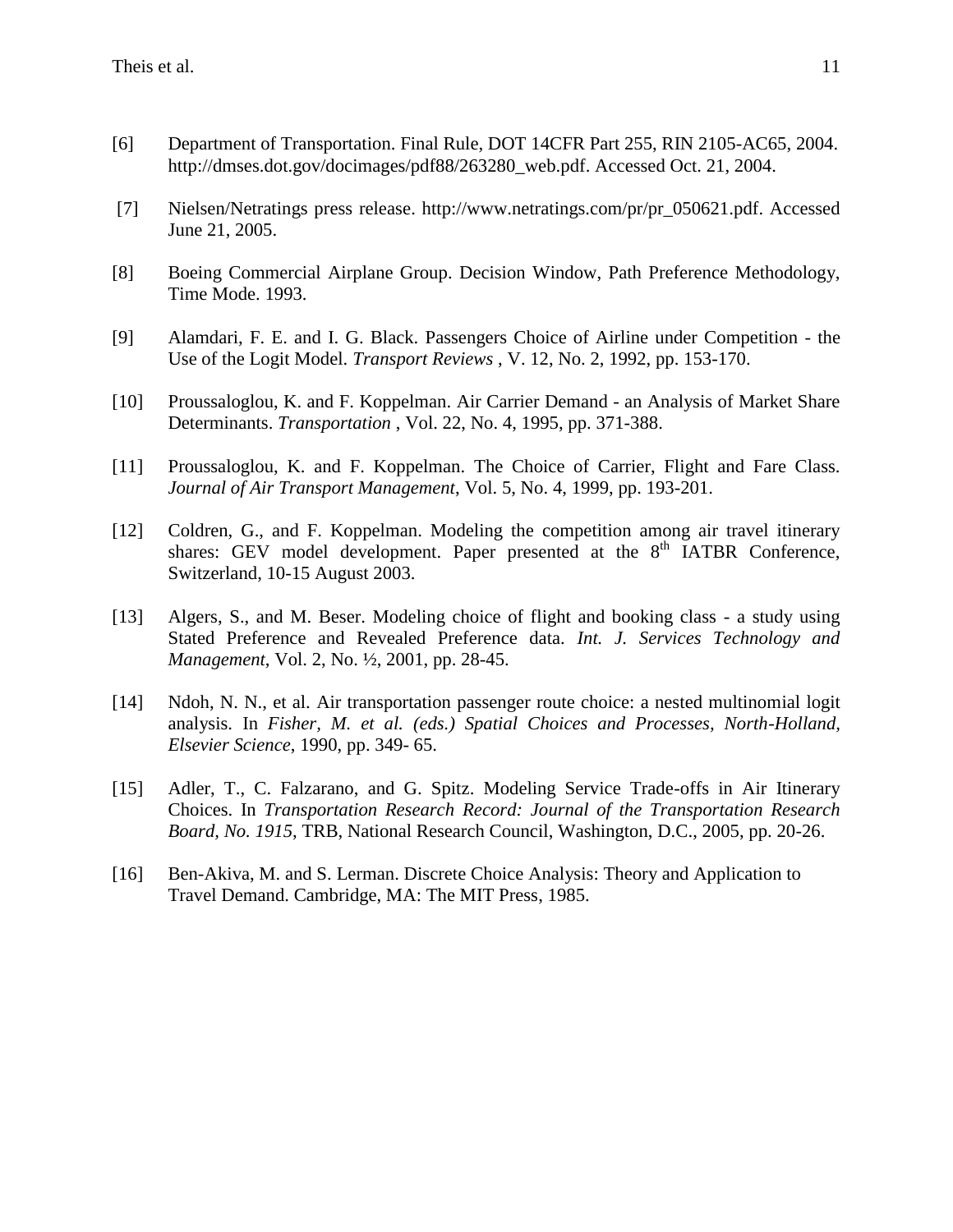[6] Department of Transportation. Final Rule, DOT 14CFR Part 255, RIN 2105-AC65, 2004. http://dmses.dot.gov/docimages/pdf88/263280_web.pdf. Accessed Oct. 21, 2004.

[7] Nielsen/Netratings press release. http://www.netratings.com/pr/pr_050621.pdf. Accessed June 21, 2005.

[8] Boeing Commercial Airplane Group. Decision Window, Path Preference Methodology, Time Mode. 1993.

[9] Alamdari, F. E. and I. G. Black. Passengers Choice of Airline under Competition - the Use of the Logit Model. *Transport Reviews* , V. 12, No. 2, 1992, pp. 153-170.

[10] Proussaloglou, K. and F. Koppelman. Air Carrier Demand - an Analysis of Market Share Determinants. *Transportation* , Vol. 22, No. 4, 1995, pp. 371-388.

[11] Proussaloglou, K. and F. Koppelman. The Choice of Carrier, Flight and Fare Class. *Journal of Air Transport Management*, Vol. 5, No. 4, 1999, pp. 193-201.

[12] Coldren, G., and F. Koppelman. Modeling the competition among air travel itinerary shares: GEV model development. Paper presented at the 8th IATBR Conference, Switzerland, 10-15 August 2003.

[13] Algers, S., and M. Beser. Modeling choice of flight and booking class - a study using Stated Preference and Revealed Preference data. *Int. J. Services Technology and Management*, Vol. 2, No. ½, 2001, pp. 28-45.

[14] Ndoh, N. N., et al. Air transportation passenger route choice: a nested multinomial logit analysis. In *Fisher, M. et al. (eds.) Spatial Choices and Processes, North-Holland, Elsevier Science*, 1990, pp. 349- 65.

[15] Adler, T., C. Falzarano, and G. Spitz. Modeling Service Trade-offs in Air Itinerary Choices. In *Transportation Research Record: Journal of the Transportation Research Board, No. 1915*, TRB, National Research Council, Washington, D.C., 2005, pp. 20-26.

[16] Ben-Akiva, M. and S. Lerman. Discrete Choice Analysis: Theory and Application to Travel Demand. Cambridge, MA: The MIT Press, 1985.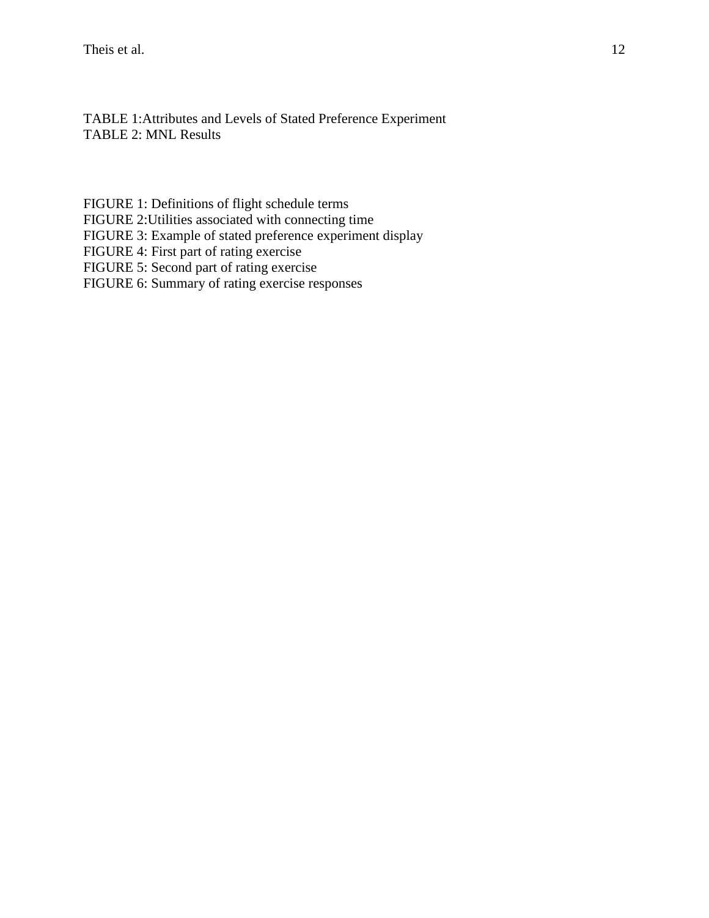TABLE 1:Attributes and Levels of Stated Preference Experiment
TABLE 2: MNL Results

FIGURE 1: Definitions of flight schedule terms
FIGURE 2:Utilities associated with connecting time
FIGURE 3: Example of stated preference experiment display
FIGURE 4: First part of rating exercise
FIGURE 5: Second part of rating exercise
FIGURE 6: Summary of rating exercise responses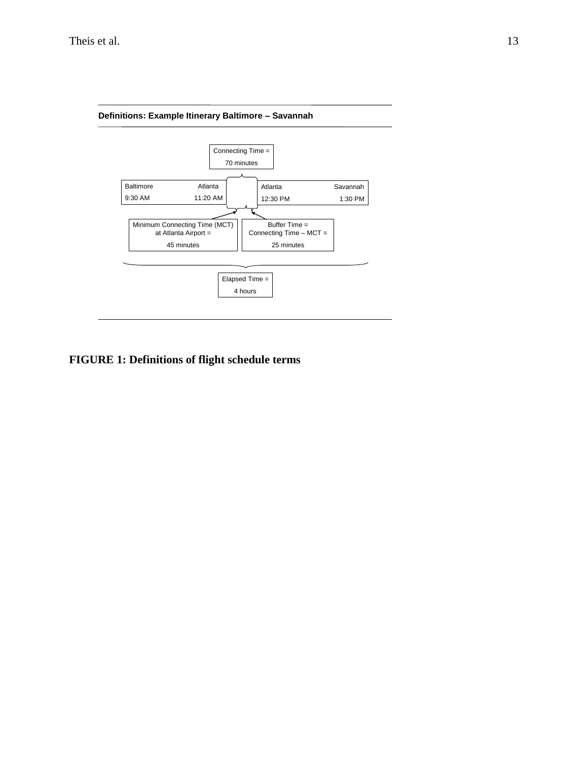**Definitions: Example Itinerary Baltimore – Savannah**

Connecting Time = 70 minutes

| Baltimore | Atlanta |
|---|---|
| 9:30 AM | 11:20 AM |

| Atlanta | Savannah |
|---|---|
| 12:30 PM | 1:30 PM |

Minimum Connecting Time (MCT) at Atlanta Airport = 45 minutes

Buffer Time = Connecting Time – MCT = 25 minutes

Elapsed Time = 4 hours

**FIGURE 1: Definitions of flight schedule terms**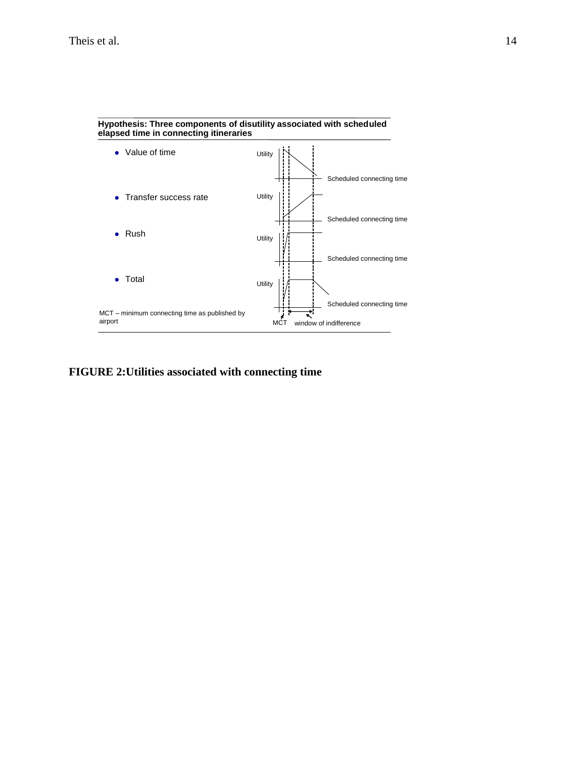**Hypothesis: Three components of disutility associated with scheduled elapsed time in connecting itineraries**

- Value of time
- Transfer success rate
- Rush
- Total

Utility

Scheduled connecting time

MCT – minimum connecting time as published by airport

MCT window of indifference

**FIGURE 2:Utilities associated with connecting time**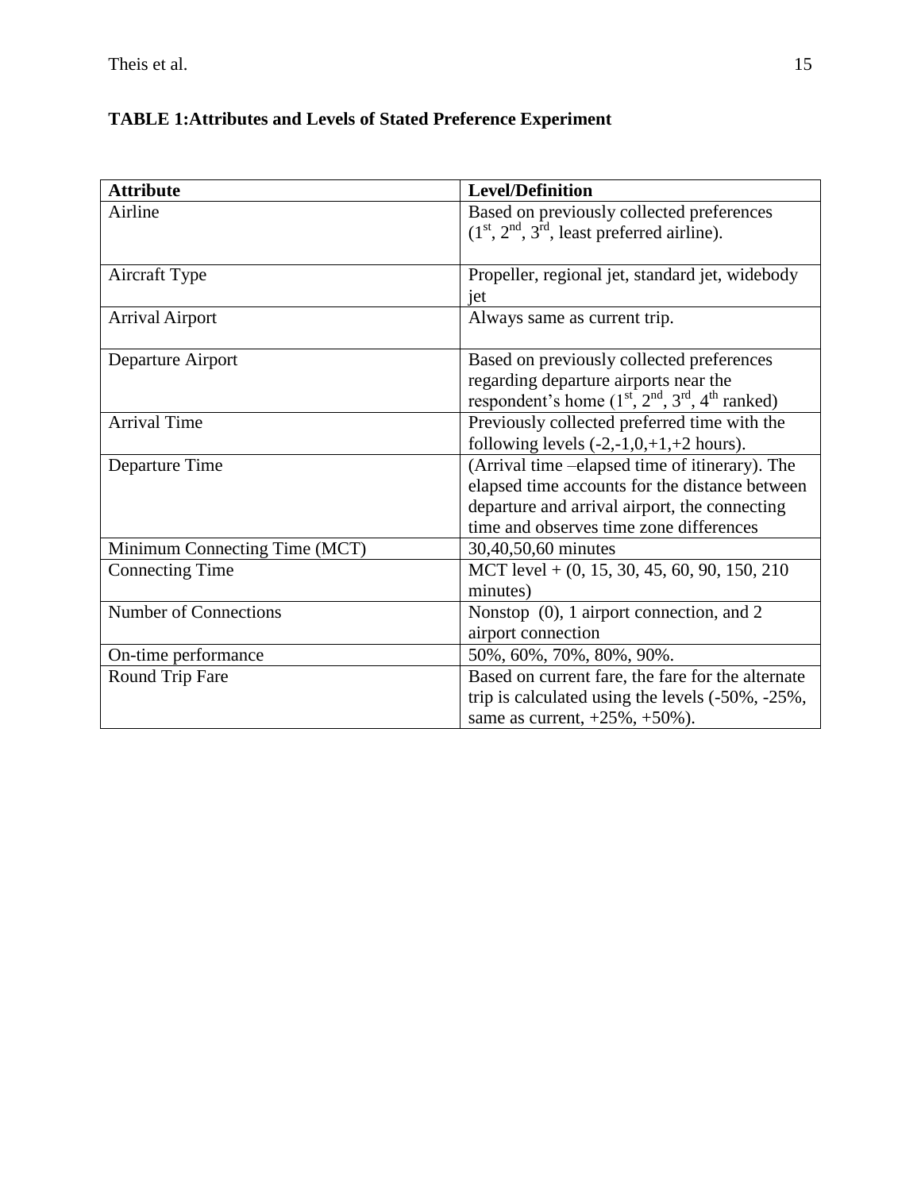**TABLE 1:Attributes and Levels of Stated Preference Experiment**

| Attribute | Level/Definition |
|---|---|
| Airline | Based on previously collected preferences (1st, 2nd, 3rd, least preferred airline). |
| Aircraft Type | Propeller, regional jet, standard jet, widebody jet |
| Arrival Airport | Always same as current trip. |
| Departure Airport | Based on previously collected preferences regarding departure airports near the respondent's home (1st, 2nd, 3rd, 4th ranked) |
| Arrival Time | Previously collected preferred time with the following levels (-2,-1,0,+1,+2 hours). |
| Departure Time | (Arrival time –elapsed time of itinerary). The elapsed time accounts for the distance between departure and arrival airport, the connecting time and observes time zone differences |
| Minimum Connecting Time (MCT) | 30,40,50,60 minutes |
| Connecting Time | MCT level + (0, 15, 30, 45, 60, 90, 150, 210 minutes) |
| Number of Connections | Nonstop (0), 1 airport connection, and 2 airport connection |
| On-time performance | 50%, 60%, 70%, 80%, 90%. |
| Round Trip Fare | Based on current fare, the fare for the alternate trip is calculated using the levels (-50%, -25%, same as current, +25%, +50%). |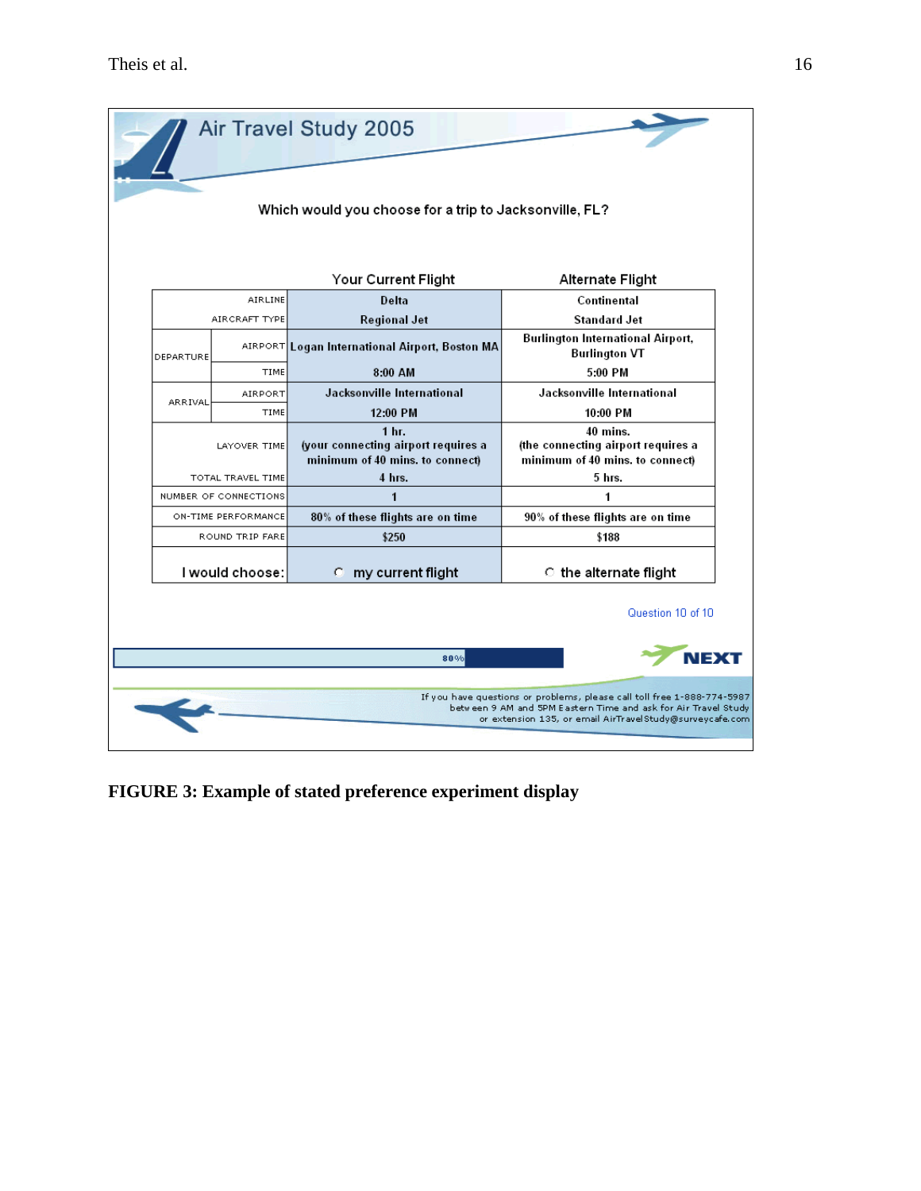Air Travel Study 2005

Which would you choose for a trip to Jacksonville, FL?

| | | Your Current Flight | Alternate Flight |
|---|---|---|---|
| AIRLINE | | Delta | Continental |
| AIRCRAFT TYPE | | Regional Jet | Standard Jet |
| DEPARTURE | AIRPORT | Logan International Airport, Boston MA | Burlington International Airport, Burlington VT |
| | TIME | 8:00 AM | 5:00 PM |
| ARRIVAL | AIRPORT | Jacksonville International | Jacksonville International |
| | TIME | 12:00 PM | 10:00 PM |
| LAYOVER TIME | | 1 hr. (your connecting airport requires a minimum of 40 mins. to connect) | 40 mins. (the connecting airport requires a minimum of 40 mins. to connect) |
| TOTAL TRAVEL TIME | | 4 hrs. | 5 hrs. |
| NUMBER OF CONNECTIONS | | 1 | 1 |
| ON-TIME PERFORMANCE | | 80% of these flights are on time | 90% of these flights are on time |
| ROUND TRIP FARE | | $250 | $188 |
| I would choose: | | ○ my current flight | ○ the alternate flight |

Question 10 of 10

80%

NEXT

If you have questions or problems, please call toll free 1-888-774-5987 between 9 AM and 5PM Eastern Time and ask for Air Travel Study or extension 135, or email AirTravelStudy@surveycafe.com

**FIGURE 3: Example of stated preference experiment display**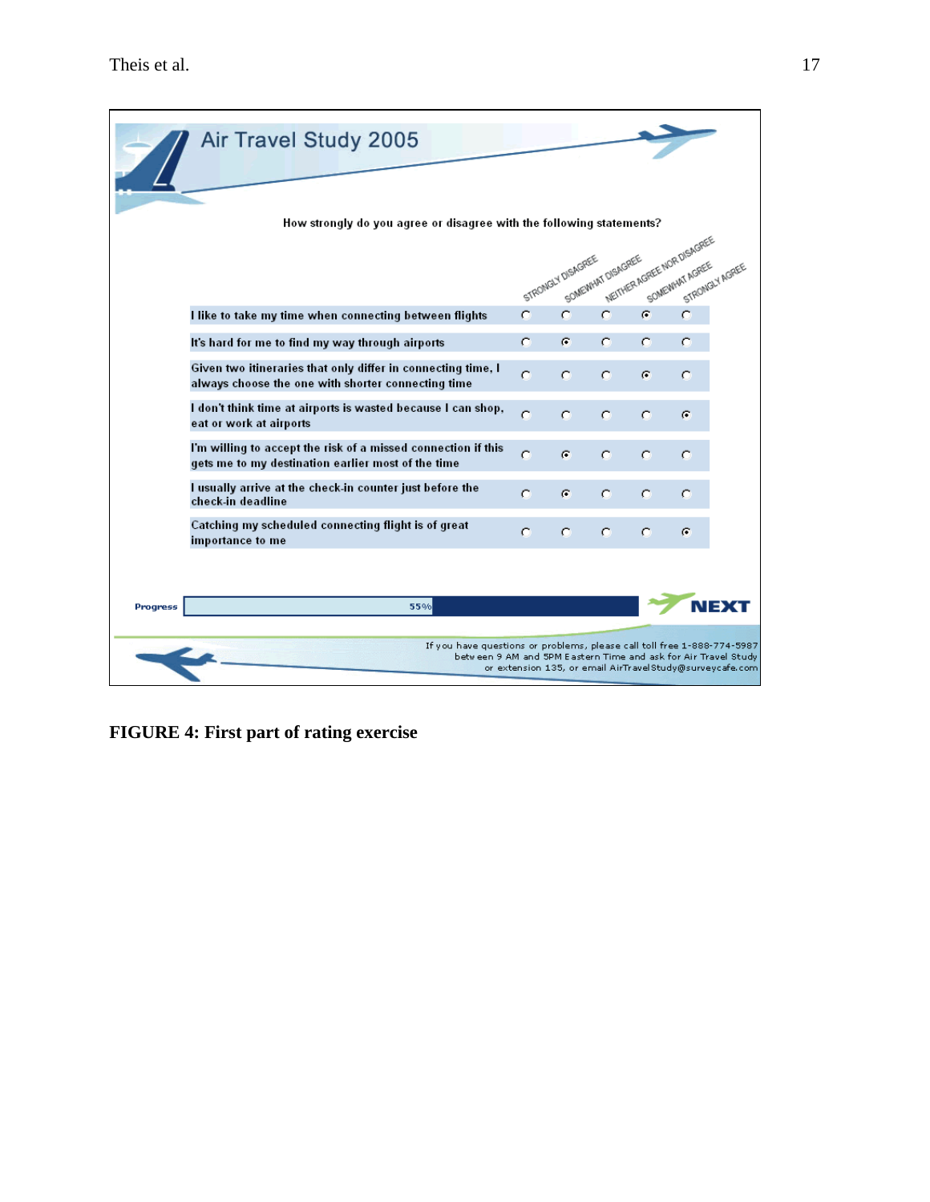**Air Travel Study 2005**

How strongly do you agree or disagree with the following statements?

| | Strongly disagree | Somewhat disagree | Neither agree nor disagree | Somewhat agree | Strongly agree |
|---|---|---|---|---|---|
| I like to take my time when connecting between flights | ○ | ○ | ○ | ● | ○ |
| It's hard for me to find my way through airports | ○ | ● | ○ | ○ | ○ |
| Given two itineraries that only differ in connecting time, I always choose the one with shorter connecting time | ○ | ○ | ○ | ● | ○ |
| I don't think time at airports is wasted because I can shop, eat or work at airports | ○ | ○ | ○ | ○ | ● |
| I'm willing to accept the risk of a missed connection if this gets me to my destination earlier most of the time | ○ | ● | ○ | ○ | ○ |
| I usually arrive at the check-in counter just before the check-in deadline | ○ | ● | ○ | ○ | ○ |
| Catching my scheduled connecting flight is of great importance to me | ○ | ○ | ○ | ○ | ● |

Progress 55%

NEXT

If you have questions or problems, please call toll free 1-888-774-5987 between 9 AM and 5PM Eastern Time and ask for Air Travel Study or extension 135, or email AirTravelStudy@surveycafe.com

**FIGURE 4: First part of rating exercise**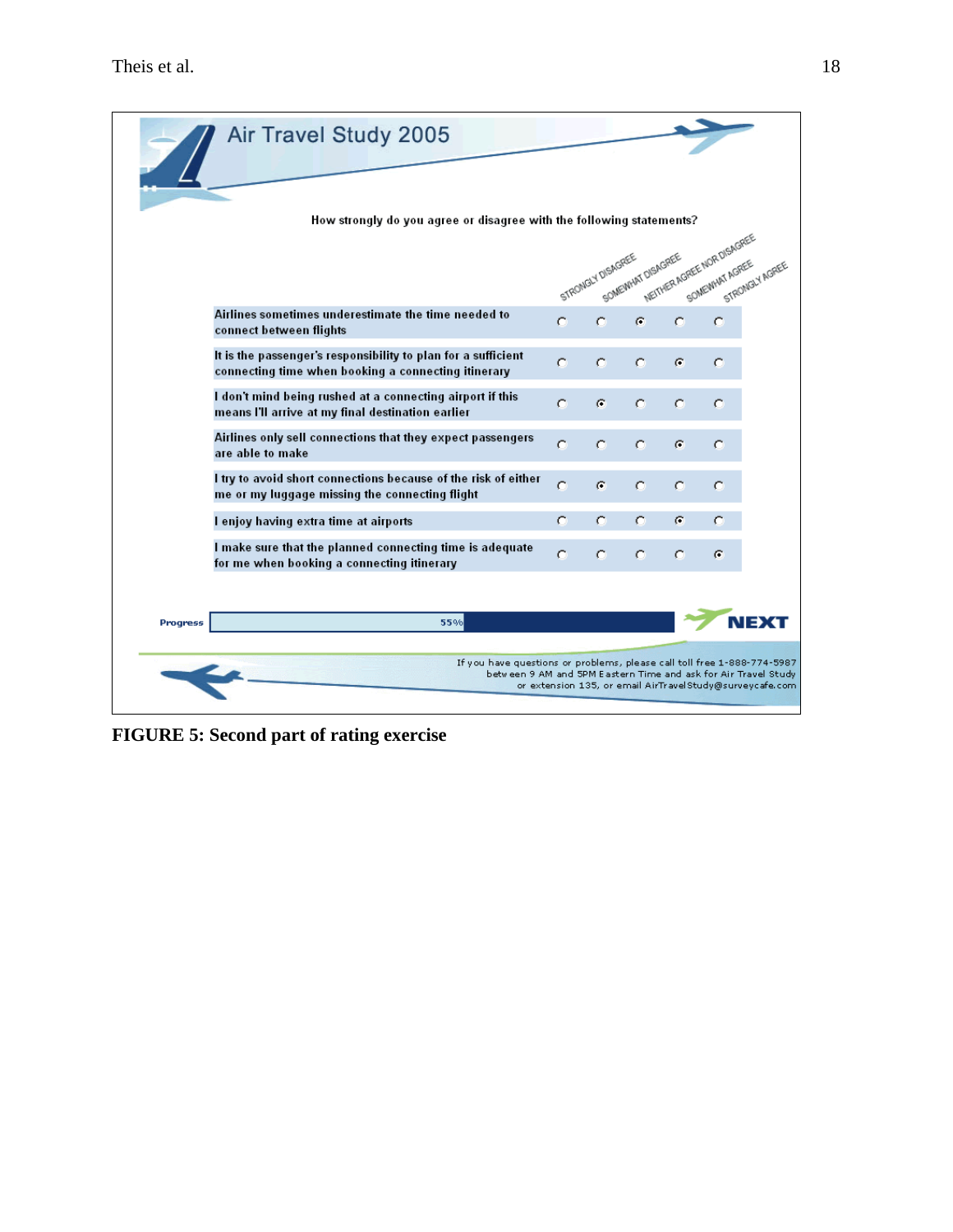**FIGURE 5: Second part of rating exercise**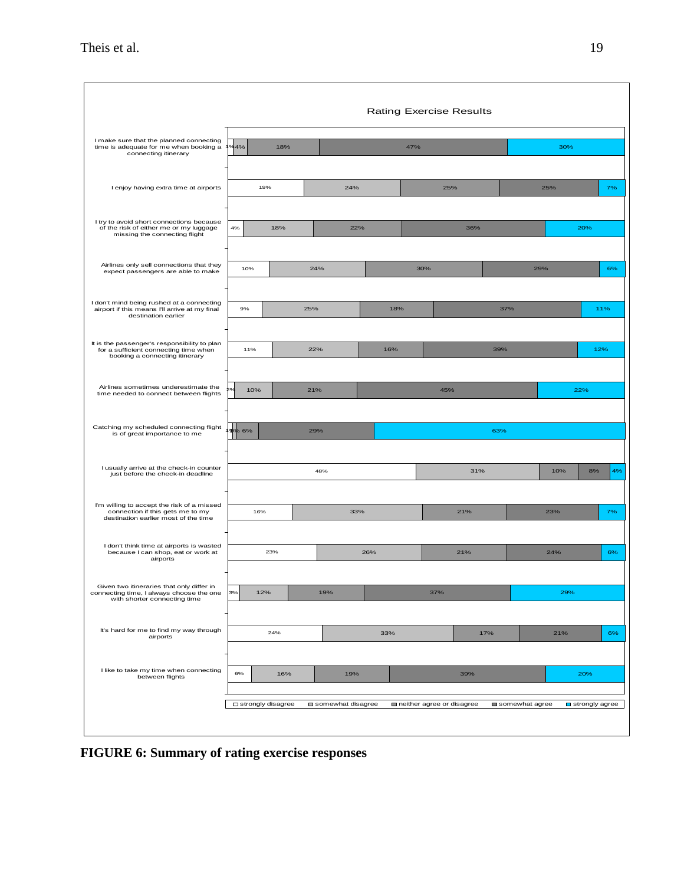Rating Exercise Results

| Statement | strongly disagree | somewhat disagree | neither agree or disagree | somewhat agree | strongly agree |
|---|---|---|---|---|---|
| I make sure that the planned connecting time is adequate for me when booking a connecting itinerary | 1% | 4% | 18% | 47% | 30% |
| I enjoy having extra time at airports | 19% | 24% | 25% | 25% | 7% |
| I try to avoid short connections because of the risk of either me or my luggage missing the connecting flight | 4% | 18% | 22% | 36% | 20% |
| Airlines only sell connections that they expect passengers are able to make | 10% | 24% | 30% | 29% | 6% |
| I don't mind being rushed at a connecting airport if this means I'll arrive at my final destination earlier | 9% | 25% | 18% | 37% | 11% |
| It is the passenger's responsibility to plan for a sufficient connecting time when booking a connecting itinerary | 11% | 22% | 16% | 39% | 12% |
| Airlines sometimes underestimate the time needed to connect between flights | 2% | 10% | 21% | 45% | 22% |
| Catching my scheduled connecting flight is of great importance to me | 1% | 1% | 6% | 29% | 63% |
| I usually arrive at the check-in counter just before the check-in deadline | 48% | 31% | 10% | 8% | 4% |
| I'm willing to accept the risk of a missed connection if this gets me to my destination earlier most of the time | 16% | 33% | 21% | 23% | 7% |
| I don't think time at airports is wasted because I can shop, eat or work at airports | 23% | 26% | 21% | 24% | 6% |
| Given two itineraries that only differ in connecting time, I always choose the one with shorter connecting time | 3% | 12% | 19% | 37% | 29% |
| It's hard for me to find my way through airports | 24% | 33% | 17% | 21% | 6% |
| I like to take my time when connecting between flights | 6% | 16% | 19% | 39% | 20% |

**FIGURE 6: Summary of rating exercise responses**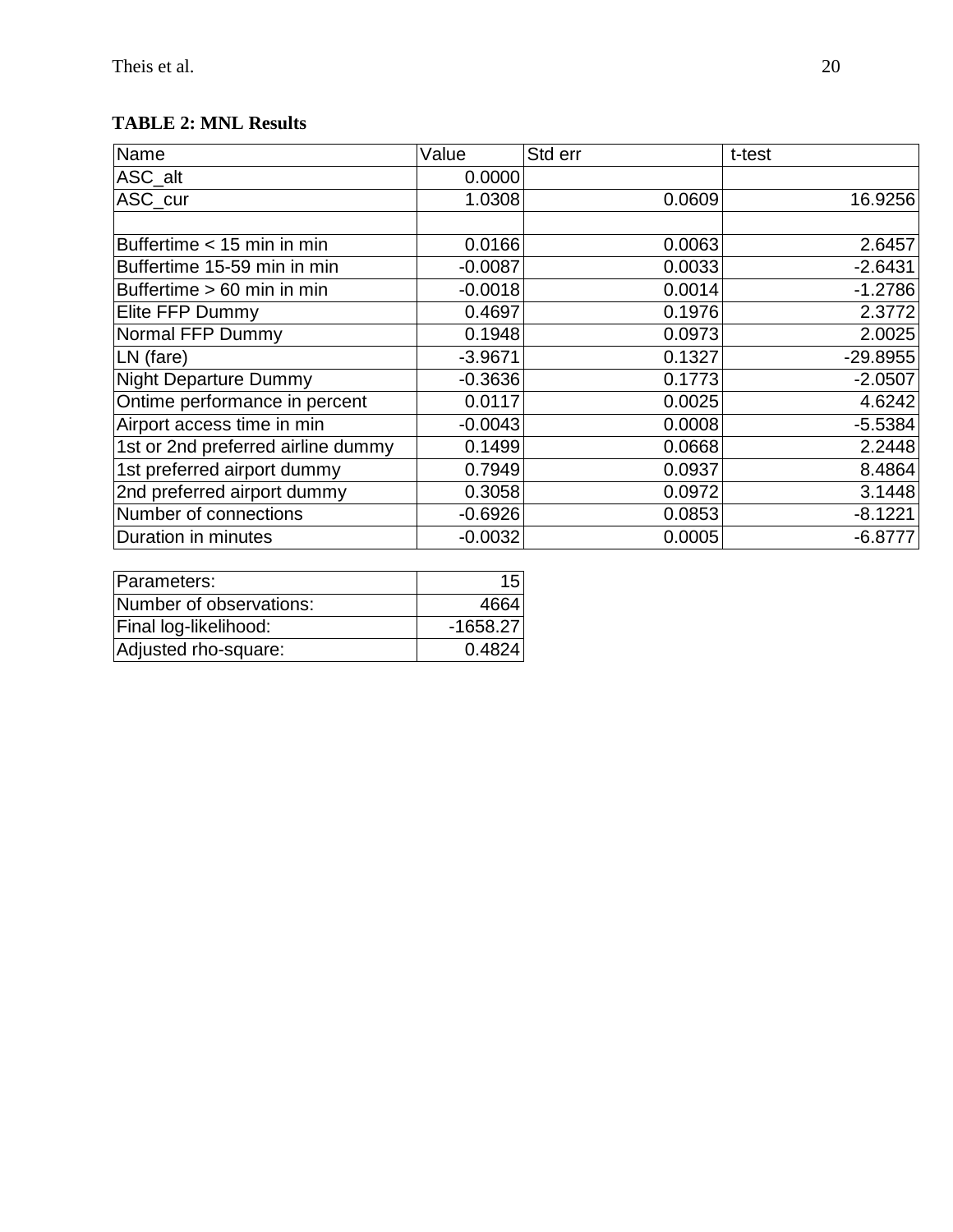**TABLE 2: MNL Results**

| Name | Value | Std err | t-test |
|---|---|---|---|
| ASC_alt | 0.0000 | | |
| ASC_cur | 1.0308 | 0.0609 | 16.9256 |
| | | | |
| Buffertime < 15 min in min | 0.0166 | 0.0063 | 2.6457 |
| Buffertime 15-59 min in min | -0.0087 | 0.0033 | -2.6431 |
| Buffertime > 60 min in min | -0.0018 | 0.0014 | -1.2786 |
| Elite FFP Dummy | 0.4697 | 0.1976 | 2.3772 |
| Normal FFP Dummy | 0.1948 | 0.0973 | 2.0025 |
| LN (fare) | -3.9671 | 0.1327 | -29.8955 |
| Night Departure Dummy | -0.3636 | 0.1773 | -2.0507 |
| Ontime performance in percent | 0.0117 | 0.0025 | 4.6242 |
| Airport access time in min | -0.0043 | 0.0008 | -5.5384 |
| 1st or 2nd preferred airline dummy | 0.1499 | 0.0668 | 2.2448 |
| 1st preferred airport dummy | 0.7949 | 0.0937 | 8.4864 |
| 2nd preferred airport dummy | 0.3058 | 0.0972 | 3.1448 |
| Number of connections | -0.6926 | 0.0853 | -8.1221 |
| Duration in minutes | -0.0032 | 0.0005 | -6.8777 |

| | |
|---|---|
| Parameters: | 15 |
| Number of observations: | 4664 |
| Final log-likelihood: | -1658.27 |
| Adjusted rho-square: | 0.4824 |